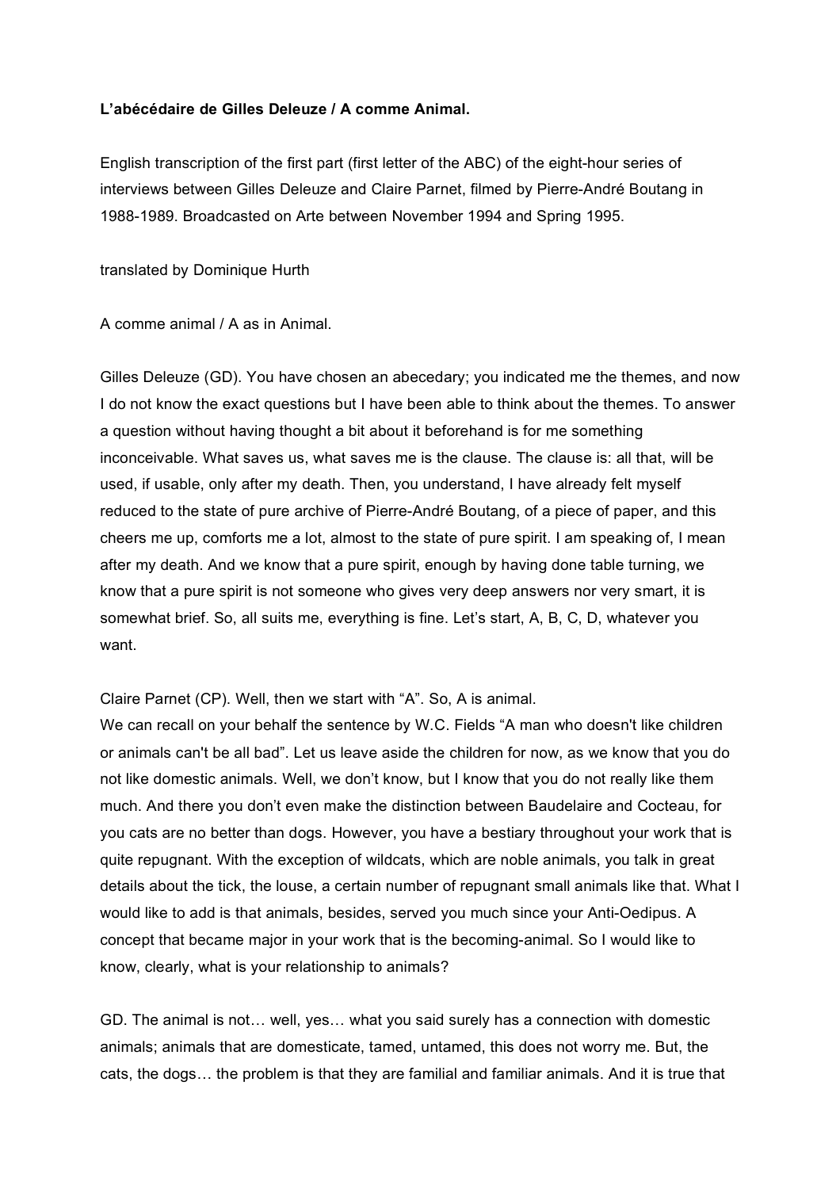**L'abécédaire de Gilles Deleuze / A comme Animal.**

English transcription of the first part (first letter of the ABC) of the eight-hour series of interviews between Gilles Deleuze and Claire Parnet, filmed by Pierre-André Boutang in 1988-1989. Broadcasted on Arte between November 1994 and Spring 1995.

translated by Dominique Hurth

A comme animal / A as in Animal.

Gilles Deleuze (GD). You have chosen an abecedary; you indicated me the themes, and now I do not know the exact questions but I have been able to think about the themes. To answer a question without having thought a bit about it beforehand is for me something inconceivable. What saves us, what saves me is the clause. The clause is: all that, will be used, if usable, only after my death. Then, you understand, I have already felt myself reduced to the state of pure archive of Pierre-André Boutang, of a piece of paper, and this cheers me up, comforts me a lot, almost to the state of pure spirit. I am speaking of, I mean after my death. And we know that a pure spirit, enough by having done table turning, we know that a pure spirit is not someone who gives very deep answers nor very smart, it is somewhat brief. So, all suits me, everything is fine. Let's start, A, B, C, D, whatever you want.

Claire Parnet (CP). Well, then we start with "A". So, A is animal.
We can recall on your behalf the sentence by W.C. Fields "A man who doesn't like children or animals can't be all bad". Let us leave aside the children for now, as we know that you do not like domestic animals. Well, we don't know, but I know that you do not really like them much. And there you don't even make the distinction between Baudelaire and Cocteau, for you cats are no better than dogs. However, you have a bestiary throughout your work that is quite repugnant. With the exception of wildcats, which are noble animals, you talk in great details about the tick, the louse, a certain number of repugnant small animals like that. What I would like to add is that animals, besides, served you much since your Anti-Oedipus. A concept that became major in your work that is the becoming-animal. So I would like to know, clearly, what is your relationship to animals?

GD. The animal is not… well, yes… what you said surely has a connection with domestic animals; animals that are domesticate, tamed, untamed, this does not worry me. But, the cats, the dogs… the problem is that they are familial and familiar animals. And it is true that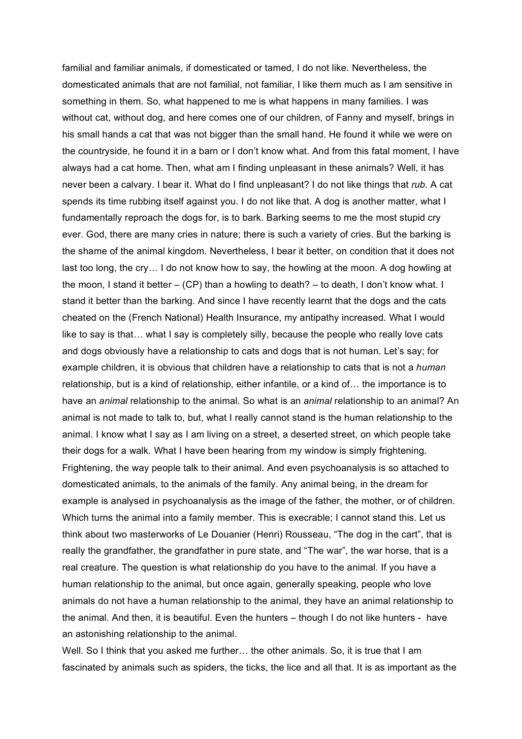familial and familiar animals, if domesticated or tamed, I do not like. Nevertheless, the domesticated animals that are not familial, not familiar, I like them much as I am sensitive in something in them. So, what happened to me is what happens in many families. I was without cat, without dog, and here comes one of our children, of Fanny and myself, brings in his small hands a cat that was not bigger than the small hand. He found it while we were on the countryside, he found it in a barn or I don't know what. And from this fatal moment, I have always had a cat home. Then, what am I finding unpleasant in these animals? Well, it has never been a calvary. I bear it. What do I find unpleasant? I do not like things that *rub*. A cat spends its time rubbing itself against you. I do not like that. A dog is another matter, what I fundamentally reproach the dogs for, is to bark. Barking seems to me the most stupid cry ever. God, there are many cries in nature; there is such a variety of cries. But the barking is the shame of the animal kingdom. Nevertheless, I bear it better, on condition that it does not last too long, the cry… I do not know how to say, the howling at the moon. A dog howling at the moon, I stand it better – (CP) than a howling to death? – to death, I don't know what. I stand it better than the barking. And since I have recently learnt that the dogs and the cats cheated on the (French National) Health Insurance, my antipathy increased. What I would like to say is that… what I say is completely silly, because the people who really love cats and dogs obviously have a relationship to cats and dogs that is not human. Let's say; for example children, it is obvious that children have a relationship to cats that is not a *human* relationship, but is a kind of relationship, either infantile, or a kind of… the importance is to have an *animal* relationship to the animal. So what is an *animal* relationship to an animal? An animal is not made to talk to, but, what I really cannot stand is the human relationship to the animal. I know what I say as I am living on a street, a deserted street, on which people take their dogs for a walk. What I have been hearing from my window is simply frightening. Frightening, the way people talk to their animal. And even psychoanalysis is so attached to domesticated animals, to the animals of the family. Any animal being, in the dream for example is analysed in psychoanalysis as the image of the father, the mother, or of children. Which turns the animal into a family member. This is execrable; I cannot stand this. Let us think about two masterworks of Le Douanier (Henri) Rousseau, "The dog in the cart", that is really the grandfather, the grandfather in pure state, and "The war", the war horse, that is a real creature. The question is what relationship do you have to the animal. If you have a human relationship to the animal, but once again, generally speaking, people who love animals do not have a human relationship to the animal, they have an animal relationship to the animal. And then, it is beautiful. Even the hunters – though I do not like hunters - have an astonishing relationship to the animal.

Well. So I think that you asked me further… the other animals. So, it is true that I am fascinated by animals such as spiders, the ticks, the lice and all that. It is as important as the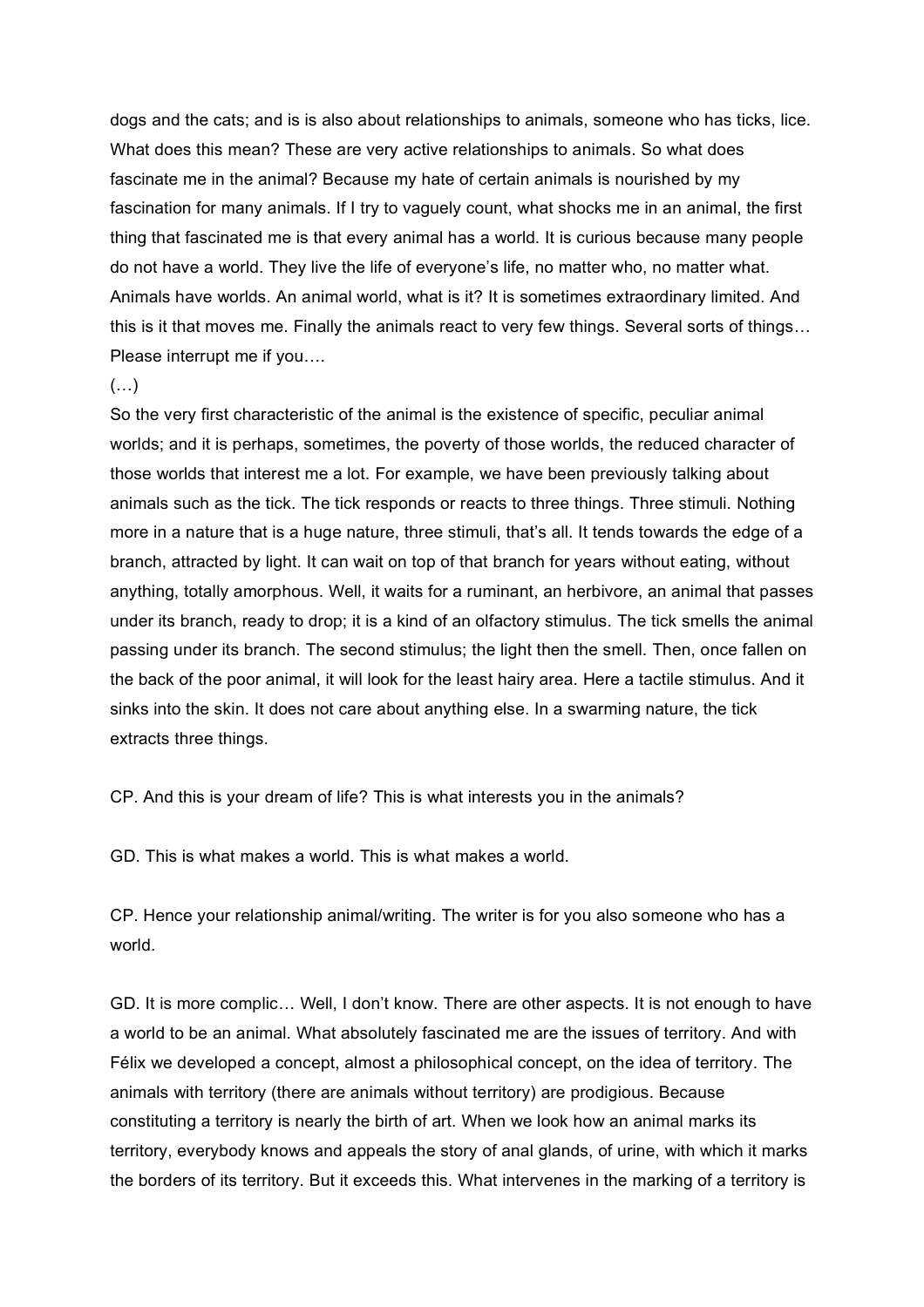dogs and the cats; and is is also about relationships to animals, someone who has ticks, lice. What does this mean? These are very active relationships to animals. So what does fascinate me in the animal? Because my hate of certain animals is nourished by my fascination for many animals. If I try to vaguely count, what shocks me in an animal, the first thing that fascinated me is that every animal has a world. It is curious because many people do not have a world. They live the life of everyone's life, no matter who, no matter what. Animals have worlds. An animal world, what is it? It is sometimes extraordinary limited. And this is it that moves me. Finally the animals react to very few things. Several sorts of things… Please interrupt me if you….

(…)

So the very first characteristic of the animal is the existence of specific, peculiar animal worlds; and it is perhaps, sometimes, the poverty of those worlds, the reduced character of those worlds that interest me a lot. For example, we have been previously talking about animals such as the tick. The tick responds or reacts to three things. Three stimuli. Nothing more in a nature that is a huge nature, three stimuli, that's all. It tends towards the edge of a branch, attracted by light. It can wait on top of that branch for years without eating, without anything, totally amorphous. Well, it waits for a ruminant, an herbivore, an animal that passes under its branch, ready to drop; it is a kind of an olfactory stimulus. The tick smells the animal passing under its branch. The second stimulus; the light then the smell. Then, once fallen on the back of the poor animal, it will look for the least hairy area. Here a tactile stimulus. And it sinks into the skin. It does not care about anything else. In a swarming nature, the tick extracts three things.

CP. And this is your dream of life? This is what interests you in the animals?

GD. This is what makes a world. This is what makes a world.

CP. Hence your relationship animal/writing. The writer is for you also someone who has a world.

GD. It is more complic… Well, I don't know. There are other aspects. It is not enough to have a world to be an animal. What absolutely fascinated me are the issues of territory. And with Félix we developed a concept, almost a philosophical concept, on the idea of territory. The animals with territory (there are animals without territory) are prodigious. Because constituting a territory is nearly the birth of art. When we look how an animal marks its territory, everybody knows and appeals the story of anal glands, of urine, with which it marks the borders of its territory. But it exceeds this. What intervenes in the marking of a territory is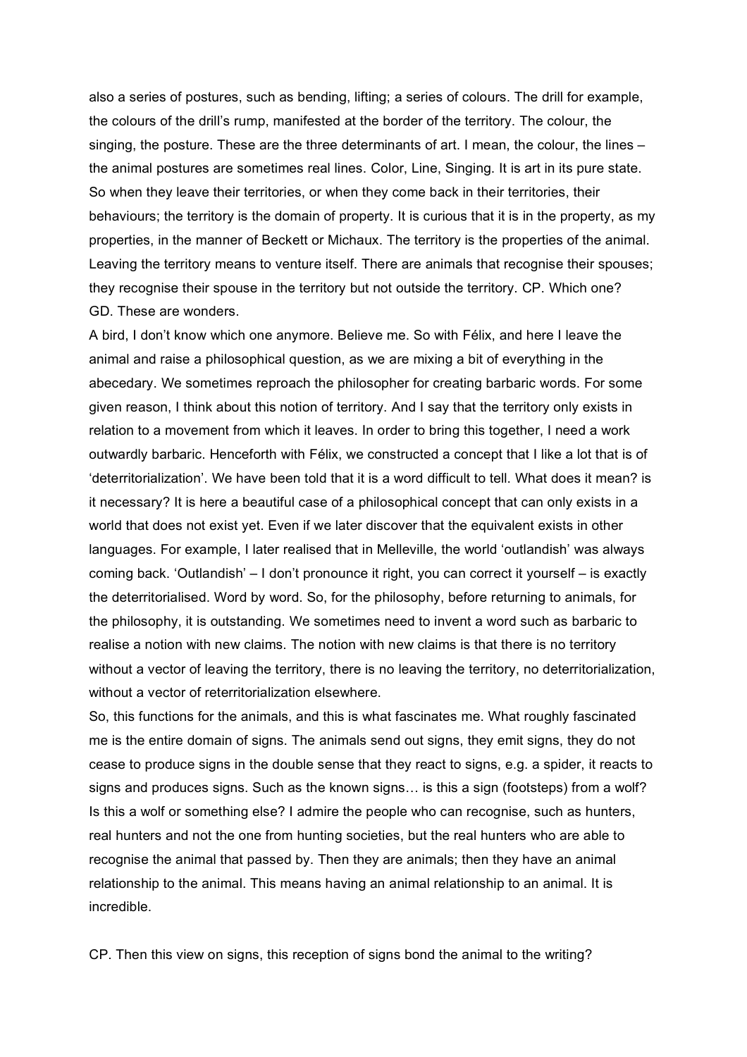also a series of postures, such as bending, lifting; a series of colours. The drill for example, the colours of the drill's rump, manifested at the border of the territory. The colour, the singing, the posture. These are the three determinants of art. I mean, the colour, the lines – the animal postures are sometimes real lines. Color, Line, Singing. It is art in its pure state. So when they leave their territories, or when they come back in their territories, their behaviours; the territory is the domain of property. It is curious that it is in the property, as my properties, in the manner of Beckett or Michaux. The territory is the properties of the animal. Leaving the territory means to venture itself. There are animals that recognise their spouses; they recognise their spouse in the territory but not outside the territory. CP. Which one?
GD. These are wonders.

A bird, I don't know which one anymore. Believe me. So with Félix, and here I leave the animal and raise a philosophical question, as we are mixing a bit of everything in the abecedary. We sometimes reproach the philosopher for creating barbaric words. For some given reason, I think about this notion of territory. And I say that the territory only exists in relation to a movement from which it leaves. In order to bring this together, I need a work outwardly barbaric. Henceforth with Félix, we constructed a concept that I like a lot that is of 'deterritorialization'. We have been told that it is a word difficult to tell. What does it mean? is it necessary? It is here a beautiful case of a philosophical concept that can only exists in a world that does not exist yet. Even if we later discover that the equivalent exists in other languages. For example, I later realised that in Melleville, the world 'outlandish' was always coming back. 'Outlandish' – I don't pronounce it right, you can correct it yourself – is exactly the deterritorialised. Word by word. So, for the philosophy, before returning to animals, for the philosophy, it is outstanding. We sometimes need to invent a word such as barbaric to realise a notion with new claims. The notion with new claims is that there is no territory without a vector of leaving the territory, there is no leaving the territory, no deterritorialization, without a vector of reterritorialization elsewhere.

So, this functions for the animals, and this is what fascinates me. What roughly fascinated me is the entire domain of signs. The animals send out signs, they emit signs, they do not cease to produce signs in the double sense that they react to signs, e.g. a spider, it reacts to signs and produces signs. Such as the known signs… is this a sign (footsteps) from a wolf? Is this a wolf or something else? I admire the people who can recognise, such as hunters, real hunters and not the one from hunting societies, but the real hunters who are able to recognise the animal that passed by. Then they are animals; then they have an animal relationship to the animal. This means having an animal relationship to an animal. It is incredible.

CP. Then this view on signs, this reception of signs bond the animal to the writing?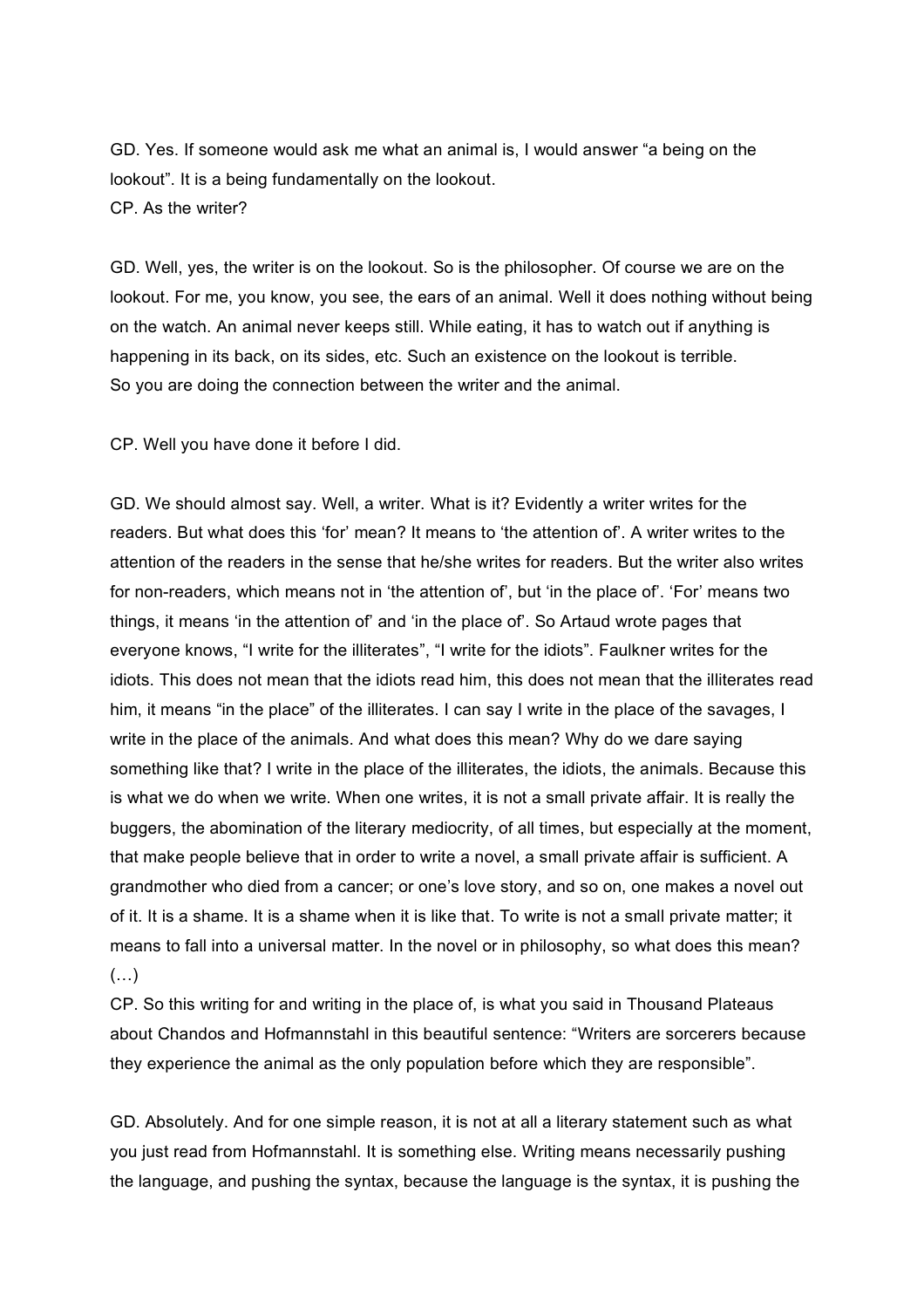GD. Yes. If someone would ask me what an animal is, I would answer “a being on the lookout”. It is a being fundamentally on the lookout.
CP. As the writer?

GD. Well, yes, the writer is on the lookout. So is the philosopher. Of course we are on the lookout. For me, you know, you see, the ears of an animal. Well it does nothing without being on the watch. An animal never keeps still. While eating, it has to watch out if anything is happening in its back, on its sides, etc. Such an existence on the lookout is terrible.
So you are doing the connection between the writer and the animal.

CP. Well you have done it before I did.

GD. We should almost say. Well, a writer. What is it? Evidently a writer writes for the readers. But what does this ‘for’ mean? It means to ‘the attention of’. A writer writes to the attention of the readers in the sense that he/she writes for readers. But the writer also writes for non-readers, which means not in ‘the attention of’, but ‘in the place of’. ‘For’ means two things, it means ‘in the attention of’ and ‘in the place of’. So Artaud wrote pages that everyone knows, “I write for the illiterates”, “I write for the idiots”. Faulkner writes for the idiots. This does not mean that the idiots read him, this does not mean that the illiterates read him, it means “in the place” of the illiterates. I can say I write in the place of the savages, I write in the place of the animals. And what does this mean? Why do we dare saying something like that? I write in the place of the illiterates, the idiots, the animals. Because this is what we do when we write. When one writes, it is not a small private affair. It is really the buggers, the abomination of the literary mediocrity, of all times, but especially at the moment, that make people believe that in order to write a novel, a small private affair is sufficient. A grandmother who died from a cancer; or one’s love story, and so on, one makes a novel out of it. It is a shame. It is a shame when it is like that. To write is not a small private matter; it means to fall into a universal matter. In the novel or in philosophy, so what does this mean? (…)
CP. So this writing for and writing in the place of, is what you said in Thousand Plateaus about Chandos and Hofmannstahl in this beautiful sentence: “Writers are sorcerers because they experience the animal as the only population before which they are responsible”.

GD. Absolutely. And for one simple reason, it is not at all a literary statement such as what you just read from Hofmannstahl. It is something else. Writing means necessarily pushing the language, and pushing the syntax, because the language is the syntax, it is pushing the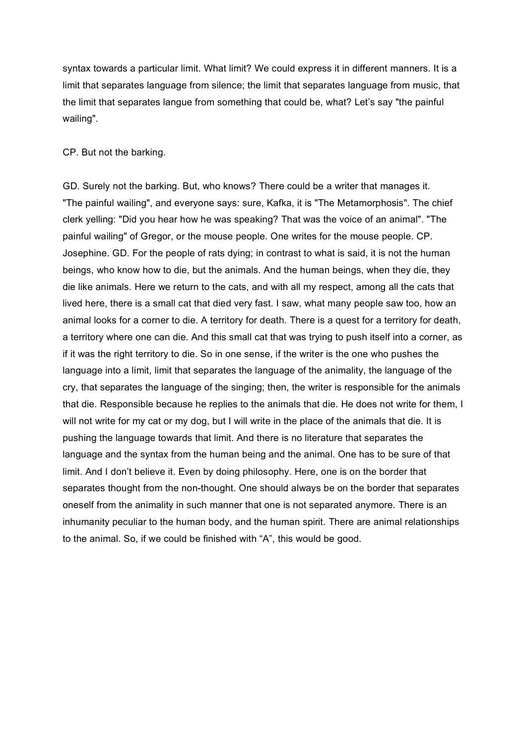syntax towards a particular limit. What limit? We could express it in different manners. It is a limit that separates language from silence; the limit that separates language from music, that the limit that separates langue from something that could be, what? Let's say "the painful wailing".

CP. But not the barking.

GD. Surely not the barking. But, who knows? There could be a writer that manages it. "The painful wailing", and everyone says: sure, Kafka, it is "The Metamorphosis". The chief clerk yelling: "Did you hear how he was speaking? That was the voice of an animal". "The painful wailing" of Gregor, or the mouse people. One writes for the mouse people. CP. Josephine. GD. For the people of rats dying; in contrast to what is said, it is not the human beings, who know how to die, but the animals. And the human beings, when they die, they die like animals. Here we return to the cats, and with all my respect, among all the cats that lived here, there is a small cat that died very fast. I saw, what many people saw too, how an animal looks for a corner to die. A territory for death. There is a quest for a territory for death, a territory where one can die. And this small cat that was trying to push itself into a corner, as if it was the right territory to die. So in one sense, if the writer is the one who pushes the language into a limit, limit that separates the language of the animality, the language of the cry, that separates the language of the singing; then, the writer is responsible for the animals that die. Responsible because he replies to the animals that die. He does not write for them, I will not write for my cat or my dog, but I will write in the place of the animals that die. It is pushing the language towards that limit. And there is no literature that separates the language and the syntax from the human being and the animal. One has to be sure of that limit. And I don't believe it. Even by doing philosophy. Here, one is on the border that separates thought from the non-thought. One should always be on the border that separates oneself from the animality in such manner that one is not separated anymore. There is an inhumanity peculiar to the human body, and the human spirit. There are animal relationships to the animal. So, if we could be finished with "A", this would be good.